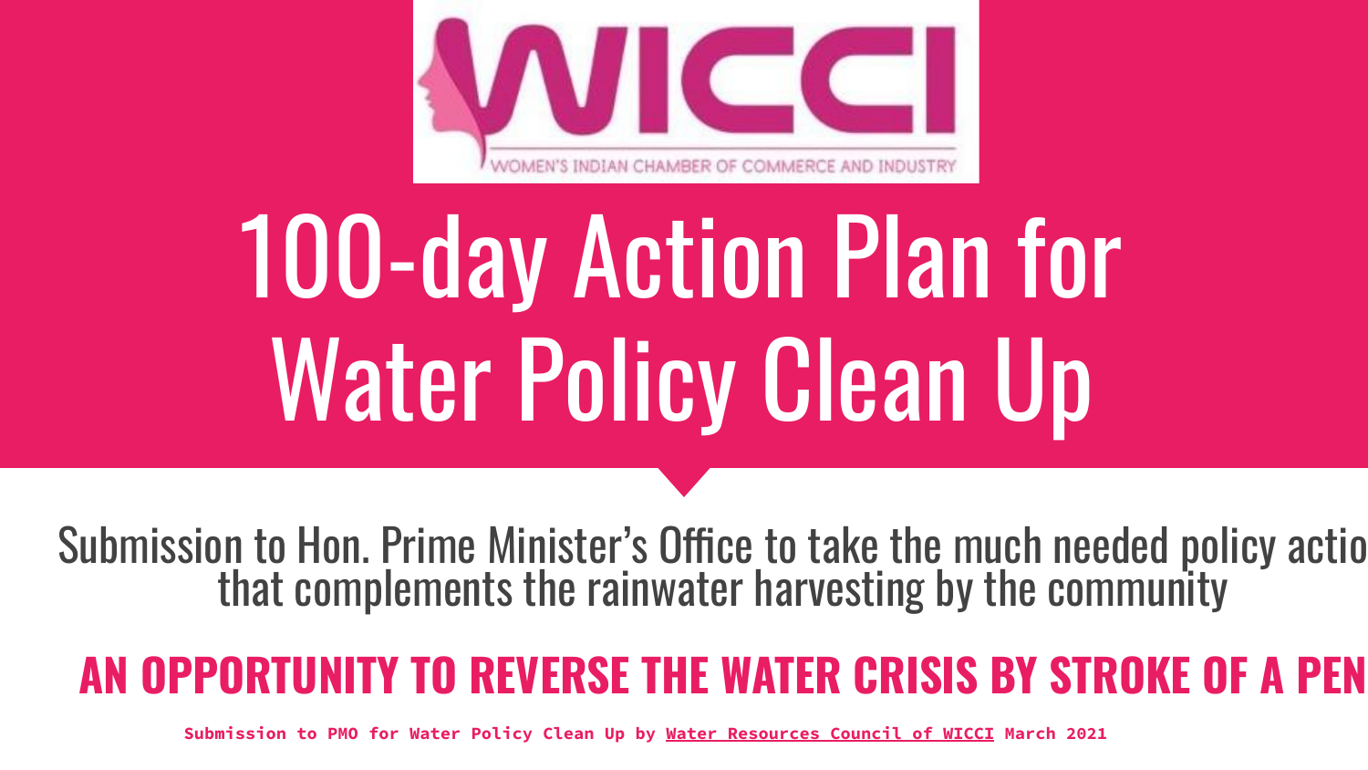WICCI

WOMEN'S INDIAN CHAMBER OF COMMERCE AND INDUSTRY

# 100-day Action Plan for Water Policy Clean Up

Submission to Hon. Prime Minister's Office to take the much needed policy actio that complements the rainwater harvesting by the community

## AN OPPORTUNITY TO REVERSE THE WATER CRISIS BY STROKE OF A PEN

**Submission to PMO for Water Policy Clean Up by Water Resources Council of WICCI March 2021**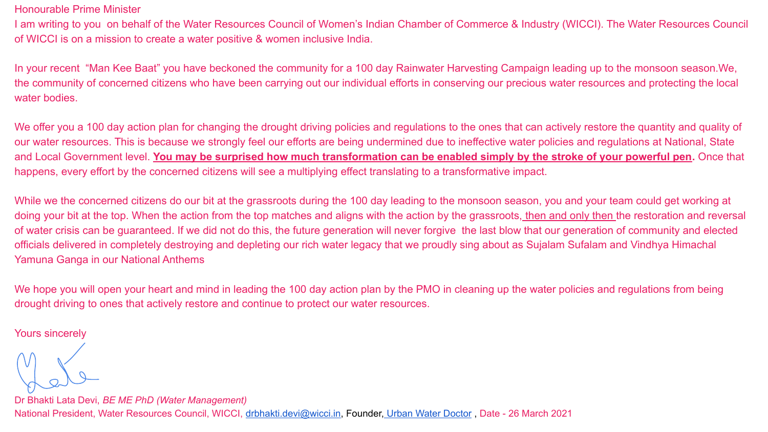Honourable Prime Minister

I am writing to you on behalf of the Water Resources Council of Women's Indian Chamber of Commerce & Industry (WICCI). The Water Resources Council of WICCI is on a mission to create a water positive & women inclusive India.

In your recent "Man Kee Baat" you have beckoned the community for a 100 day Rainwater Harvesting Campaign leading up to the monsoon season.We, the community of concerned citizens who have been carrying out our individual efforts in conserving our precious water resources and protecting the local water bodies.

We offer you a 100 day action plan for changing the drought driving policies and regulations to the ones that can actively restore the quantity and quality of our water resources. This is because we strongly feel our efforts are being undermined due to ineffective water policies and regulations at National, State and Local Government level. **You may be surprised how much transformation can be enabled simply by the stroke of your powerful pen.** Once that happens, every effort by the concerned citizens will see a multiplying effect translating to a transformative impact.

While we the concerned citizens do our bit at the grassroots during the 100 day leading to the monsoon season, you and your team could get working at doing your bit at the top. When the action from the top matches and aligns with the action by the grassroots, then and only then the restoration and reversal of water crisis can be guaranteed. If we did not do this, the future generation will never forgive the last blow that our generation of community and elected officials delivered in completely destroying and depleting our rich water legacy that we proudly sing about as Sujalam Sufalam and Vindhya Himachal Yamuna Ganga in our National Anthems

We hope you will open your heart and mind in leading the 100 day action plan by the PMO in cleaning up the water policies and regulations from being drought driving to ones that actively restore and continue to protect our water resources.

Yours sincerely

Dr Bhakti Lata Devi, *BE ME PhD (Water Management)*

National President, Water Resources Council, WICCI, drbhakti.devi@wicci.in, Founder, Urban Water Doctor , Date - 26 March 2021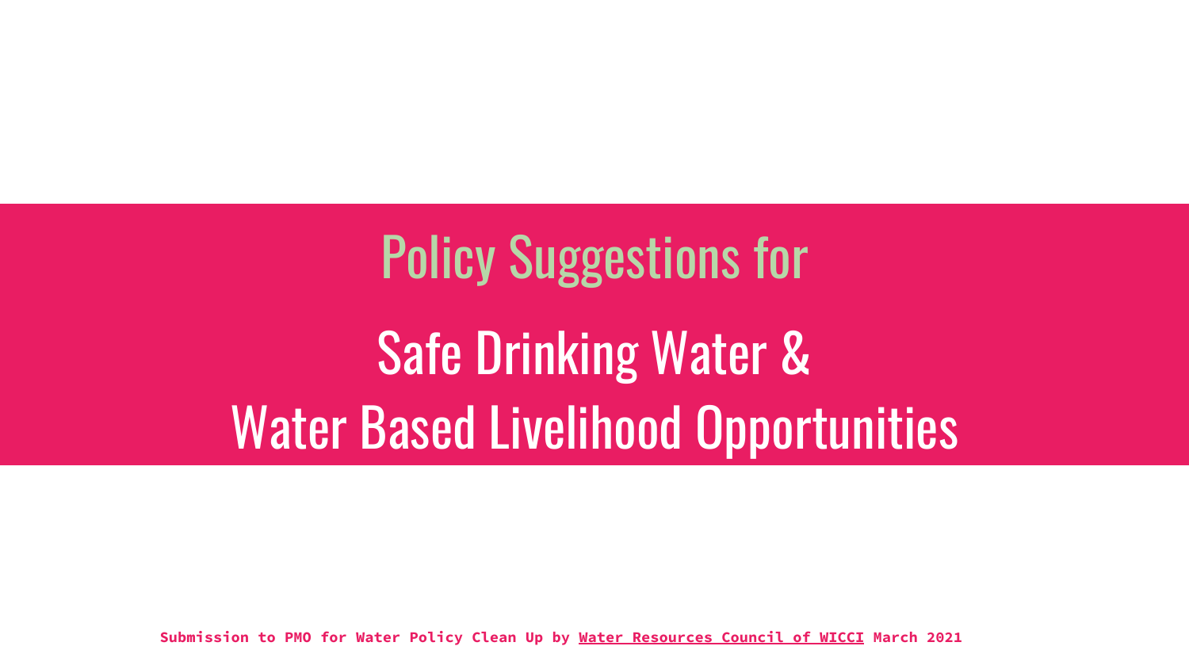# Policy Suggestions for

# Safe Drinking Water & Water Based Livelihood Opportunities

**Submission to PMO for Water Policy Clean Up by Water Resources Council of WICCI March 2021**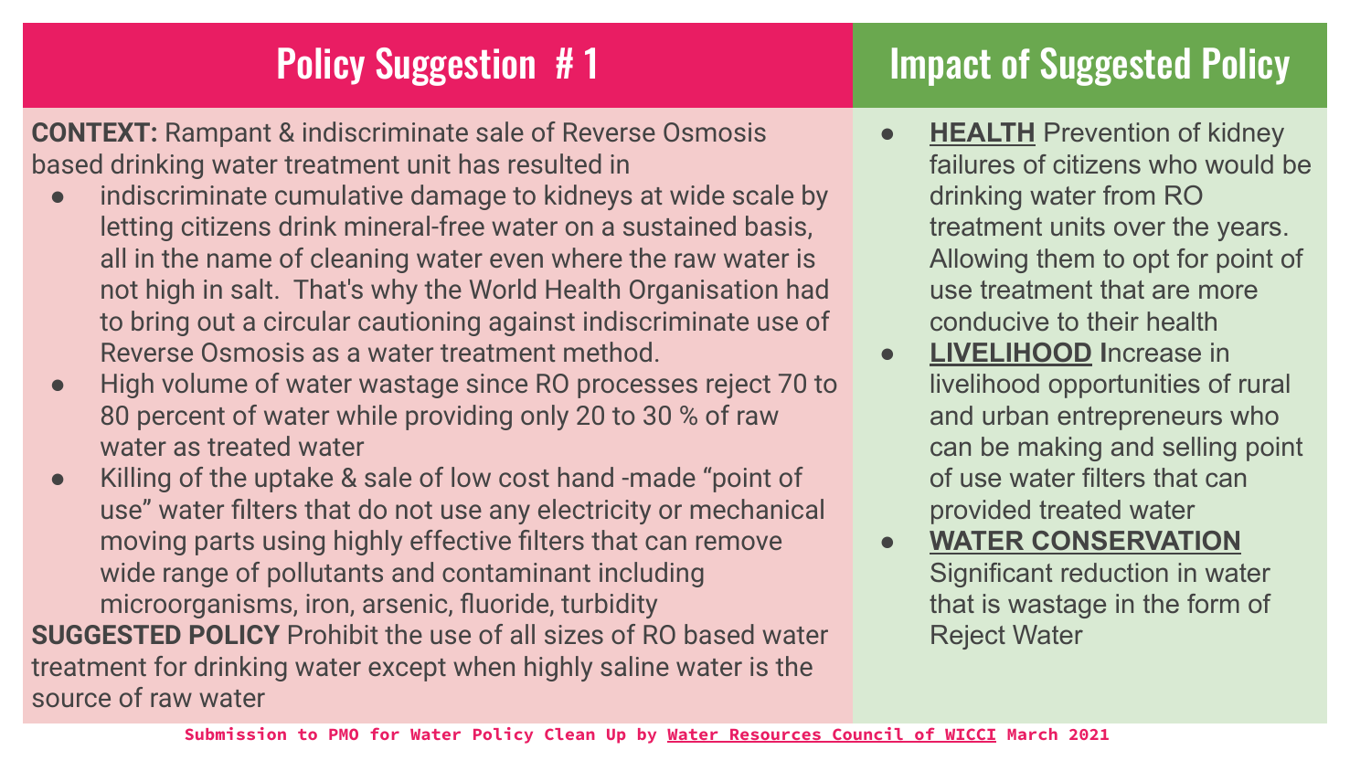## Policy Suggestion # 1

**CONTEXT:** Rampant & indiscriminate sale of Reverse Osmosis based drinking water treatment unit has resulted in

- indiscriminate cumulative damage to kidneys at wide scale by letting citizens drink mineral-free water on a sustained basis, all in the name of cleaning water even where the raw water is not high in salt. That's why the World Health Organisation had to bring out a circular cautioning against indiscriminate use of Reverse Osmosis as a water treatment method.
- High volume of water wastage since RO processes reject 70 to 80 percent of water while providing only 20 to 30 % of raw water as treated water
- Killing of the uptake & sale of low cost hand -made "point of use" water filters that do not use any electricity or mechanical moving parts using highly effective filters that can remove wide range of pollutants and contaminant including microorganisms, iron, arsenic, fluoride, turbidity

**SUGGESTED POLICY** Prohibit the use of all sizes of RO based water treatment for drinking water except when highly saline water is the source of raw water

## Impact of Suggested Policy

- **HEALTH** Prevention of kidney failures of citizens who would be drinking water from RO treatment units over the years. Allowing them to opt for point of use treatment that are more conducive to their health
- **LIVELIHOOD I**ncrease in livelihood opportunities of rural and urban entrepreneurs who can be making and selling point of use water filters that can provided treated water
- **WATER CONSERVATION** Significant reduction in water that is wastage in the form of Reject Water

**Submission to PMO for Water Policy Clean Up by Water Resources Council of WICCI March 2021**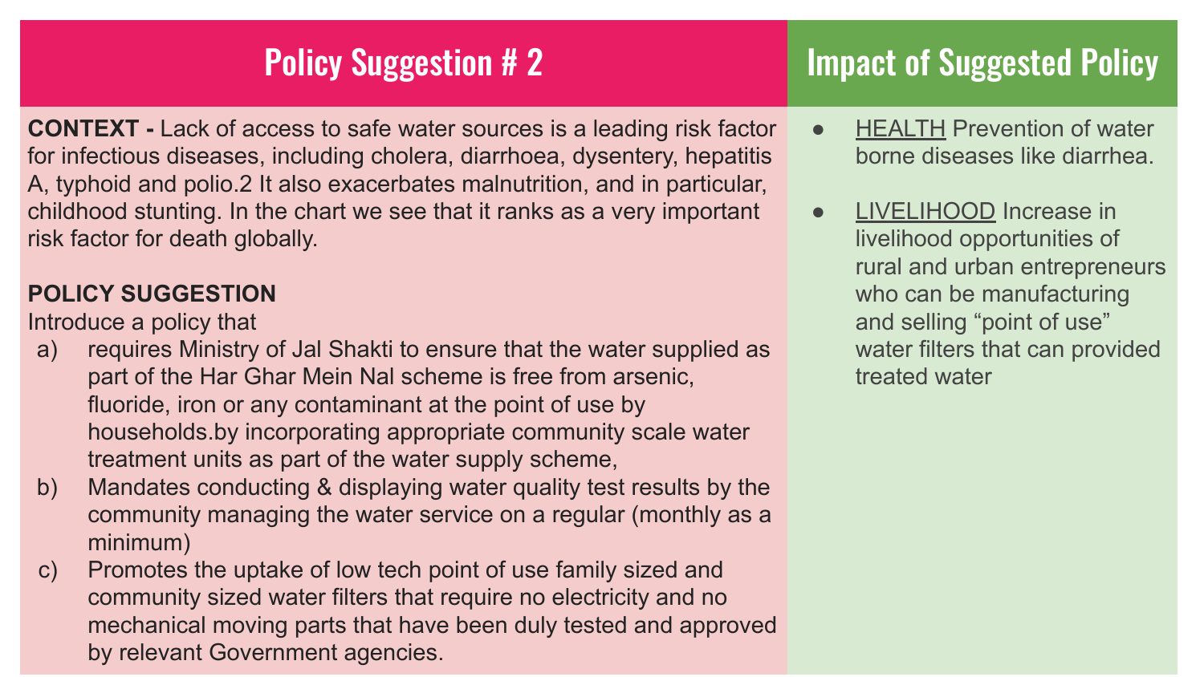## Policy Suggestion # 2

**CONTEXT -** Lack of access to safe water sources is a leading risk factor for infectious diseases, including cholera, diarrhoea, dysentery, hepatitis A, typhoid and polio.2 It also exacerbates malnutrition, and in particular, childhood stunting. In the chart we see that it ranks as a very important risk factor for death globally.

**POLICY SUGGESTION**

Introduce a policy that

a) requires Ministry of Jal Shakti to ensure that the water supplied as part of the Har Ghar Mein Nal scheme is free from arsenic, fluoride, iron or any contaminant at the point of use by households.by incorporating appropriate community scale water treatment units as part of the water supply scheme,

b) Mandates conducting & displaying water quality test results by the community managing the water service on a regular (monthly as a minimum)

c) Promotes the uptake of low tech point of use family sized and community sized water filters that require no electricity and no mechanical moving parts that have been duly tested and approved by relevant Government agencies.

## Impact of Suggested Policy

- HEALTH Prevention of water borne diseases like diarrhea.
- LIVELIHOOD Increase in livelihood opportunities of rural and urban entrepreneurs who can be manufacturing and selling "point of use" water filters that can provided treated water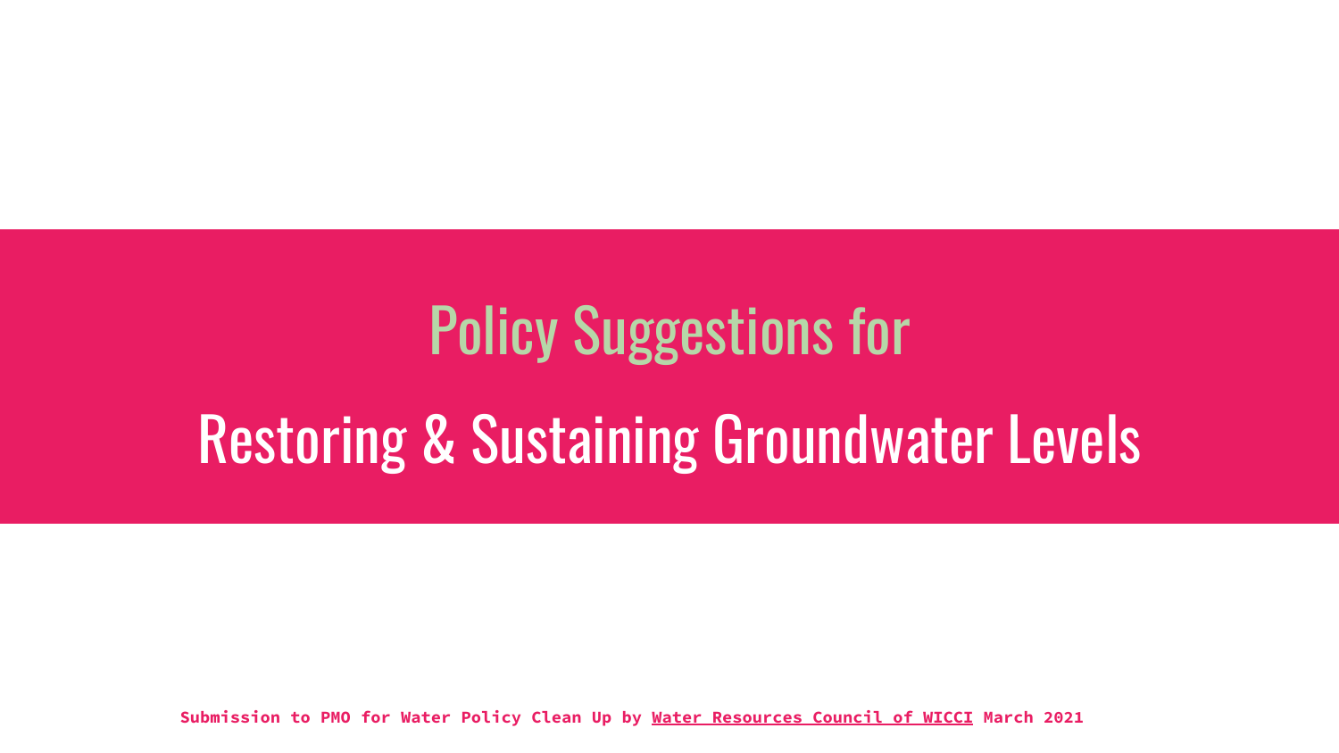# Policy Suggestions for

# Restoring & Sustaining Groundwater Levels

**Submission to PMO for Water Policy Clean Up by Water Resources Council of WICCI March 2021**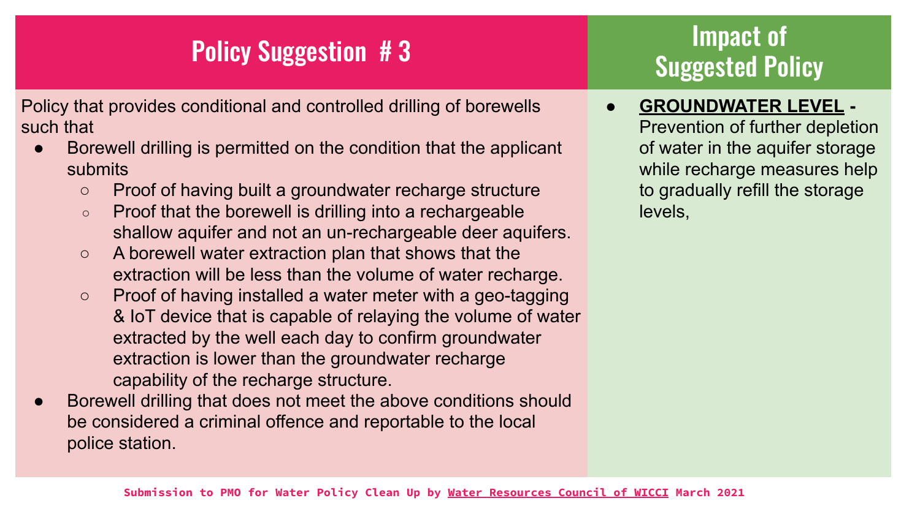## Policy Suggestion # 3

Policy that provides conditional and controlled drilling of borewells such that

- Borewell drilling is permitted on the condition that the applicant submits
  - Proof of having built a groundwater recharge structure
  - Proof that the borewell is drilling into a rechargeable shallow aquifer and not an un-rechargeable deer aquifers.
  - A borewell water extraction plan that shows that the extraction will be less than the volume of water recharge.
  - Proof of having installed a water meter with a geo-tagging & IoT device that is capable of relaying the volume of water extracted by the well each day to confirm groundwater extraction is lower than the groundwater recharge capability of the recharge structure.
- Borewell drilling that does not meet the above conditions should be considered a criminal offence and reportable to the local police station.

## Impact of Suggested Policy

- **GROUNDWATER LEVEL -** Prevention of further depletion of water in the aquifer storage while recharge measures help to gradually refill the storage levels,

**Submission to PMO for Water Policy Clean Up by Water Resources Council of WICCI March 2021**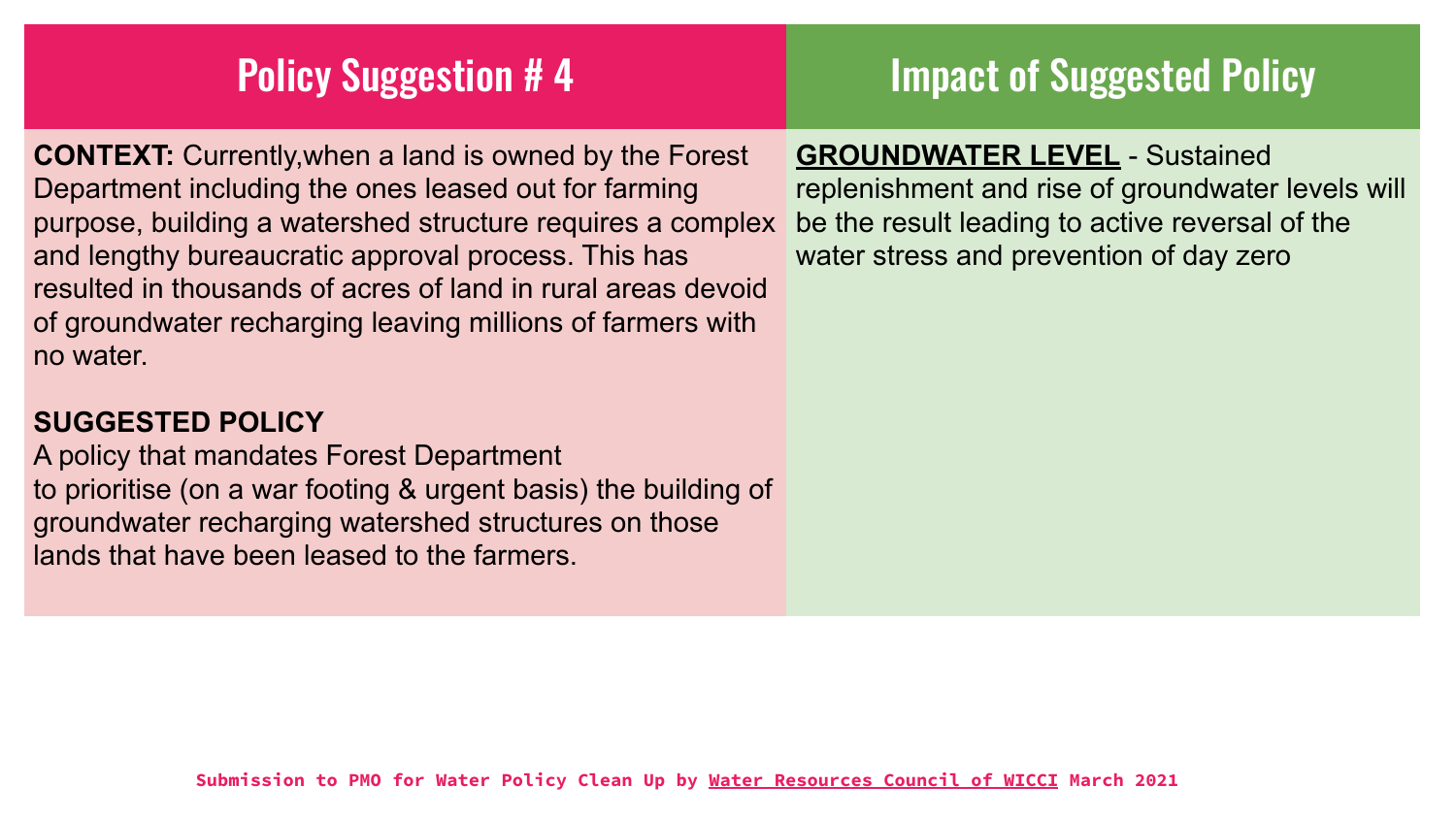## Policy Suggestion # 4

**CONTEXT:** Currently,when a land is owned by the Forest Department including the ones leased out for farming purpose, building a watershed structure requires a complex and lengthy bureaucratic approval process. This has resulted in thousands of acres of land in rural areas devoid of groundwater recharging leaving millions of farmers with no water.

**SUGGESTED POLICY**

A policy that mandates Forest Department to prioritise (on a war footing & urgent basis) the building of groundwater recharging watershed structures on those lands that have been leased to the farmers.

## Impact of Suggested Policy

**GROUNDWATER LEVEL** - Sustained replenishment and rise of groundwater levels will be the result leading to active reversal of the water stress and prevention of day zero

**Submission to PMO for Water Policy Clean Up by Water Resources Council of WICCI March 2021**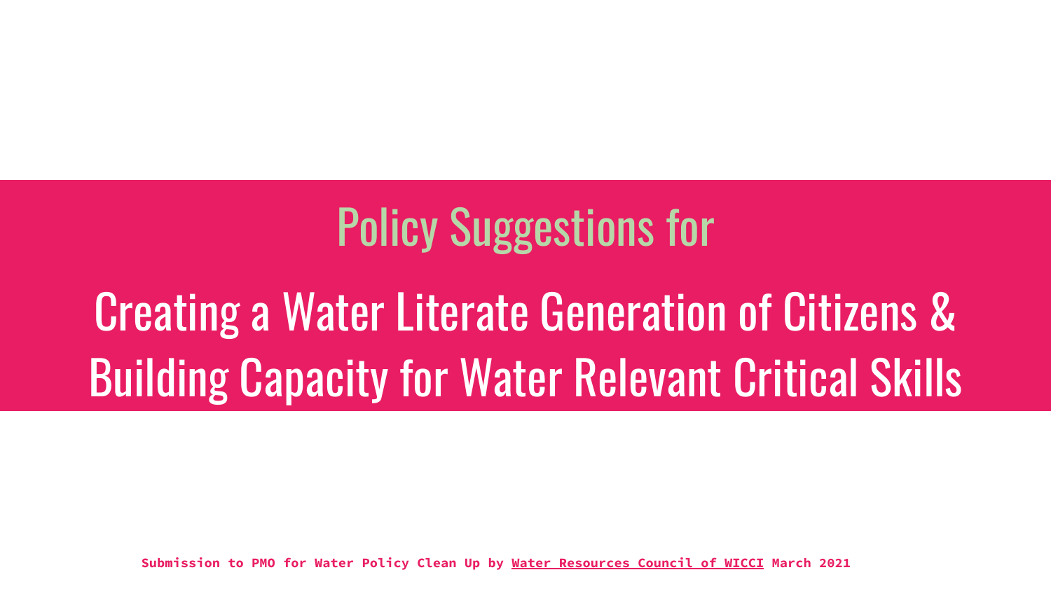## Policy Suggestions for

# Creating a Water Literate Generation of Citizens & Building Capacity for Water Relevant Critical Skills

**Submission to PMO for Water Policy Clean Up by Water Resources Council of WICCI March 2021**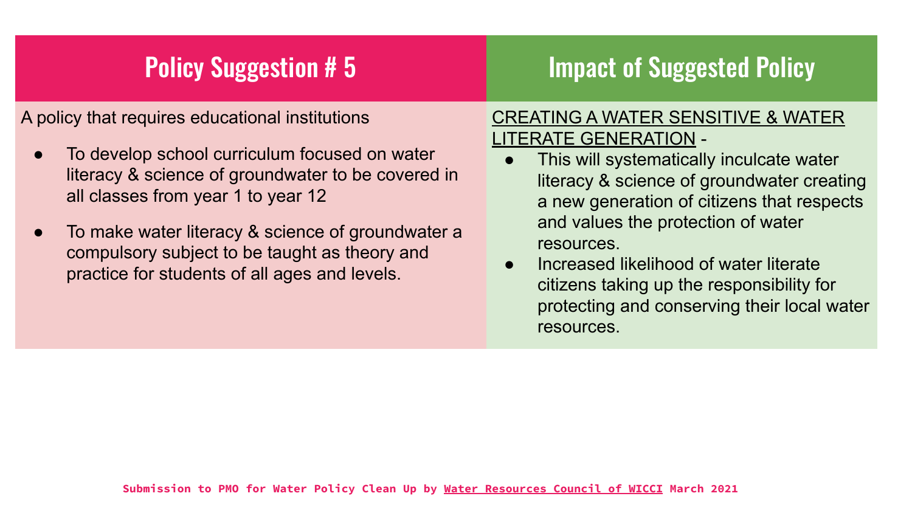| Policy Suggestion # 5 | Impact of Suggested Policy |
| --- | --- |
| A policy that requires educational institutions<br>● To develop school curriculum focused on water literacy & science of groundwater to be covered in all classes from year 1 to year 12<br>● To make water literacy & science of groundwater a compulsory subject to be taught as theory and practice for students of all ages and levels. | CREATING A WATER SENSITIVE & WATER LITERATE GENERATION -<br>● This will systematically inculcate water literacy & science of groundwater creating a new generation of citizens that respects and values the protection of water resources.<br>● Increased likelihood of water literate citizens taking up the responsibility for protecting and conserving their local water resources. |

**Submission to PMO for Water Policy Clean Up by Water Resources Council of WICCI March 2021**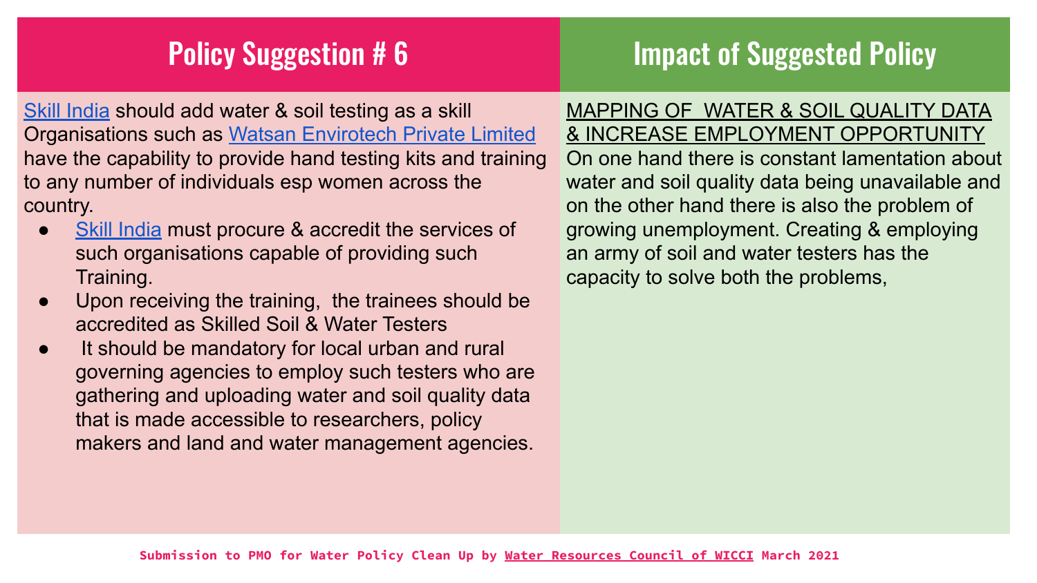## Policy Suggestion # 6

Skill India should add water & soil testing as a skill Organisations such as Watsan Envirotech Private Limited have the capability to provide hand testing kits and training to any number of individuals esp women across the country.

- Skill India must procure & accredit the services of such organisations capable of providing such Training.
- Upon receiving the training, the trainees should be accredited as Skilled Soil & Water Testers
- It should be mandatory for local urban and rural governing agencies to employ such testers who are gathering and uploading water and soil quality data that is made accessible to researchers, policy makers and land and water management agencies.

## Impact of Suggested Policy

MAPPING OF WATER & SOIL QUALITY DATA & INCREASE EMPLOYMENT OPPORTUNITY

On one hand there is constant lamentation about water and soil quality data being unavailable and on the other hand there is also the problem of growing unemployment. Creating & employing an army of soil and water testers has the capacity to solve both the problems,

**Submission to PMO for Water Policy Clean Up by Water Resources Council of WICCI March 2021**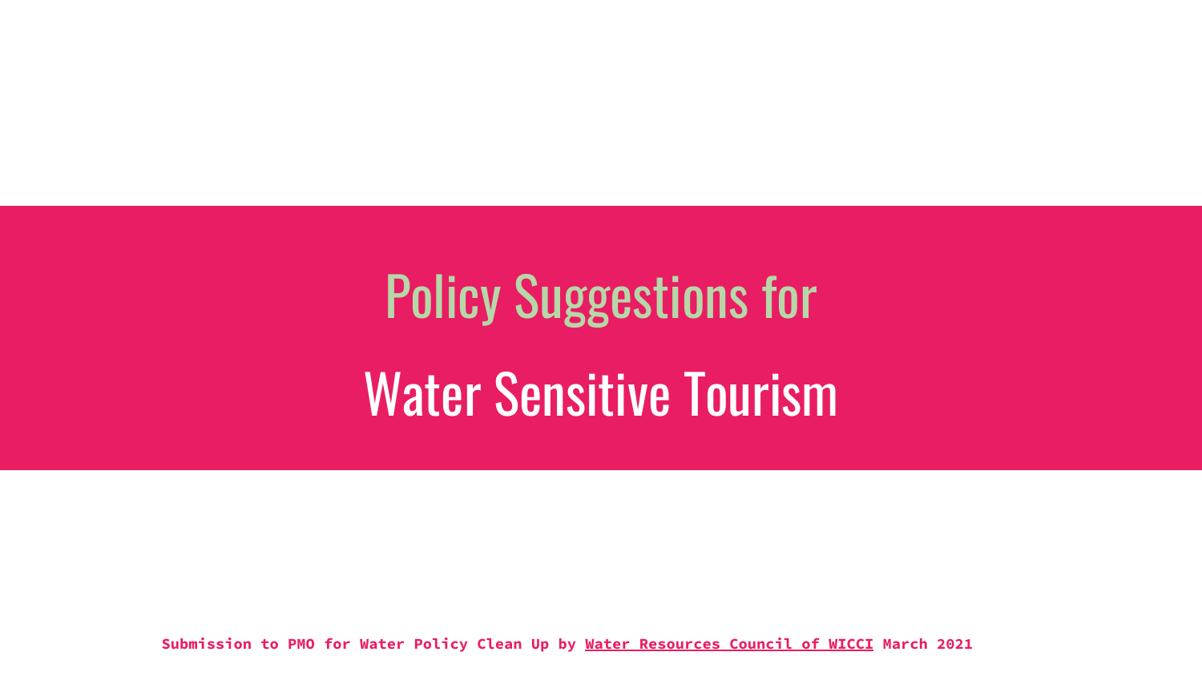# Policy Suggestions for

# Water Sensitive Tourism

**Submission to PMO for Water Policy Clean Up by Water Resources Council of WICCI March 2021**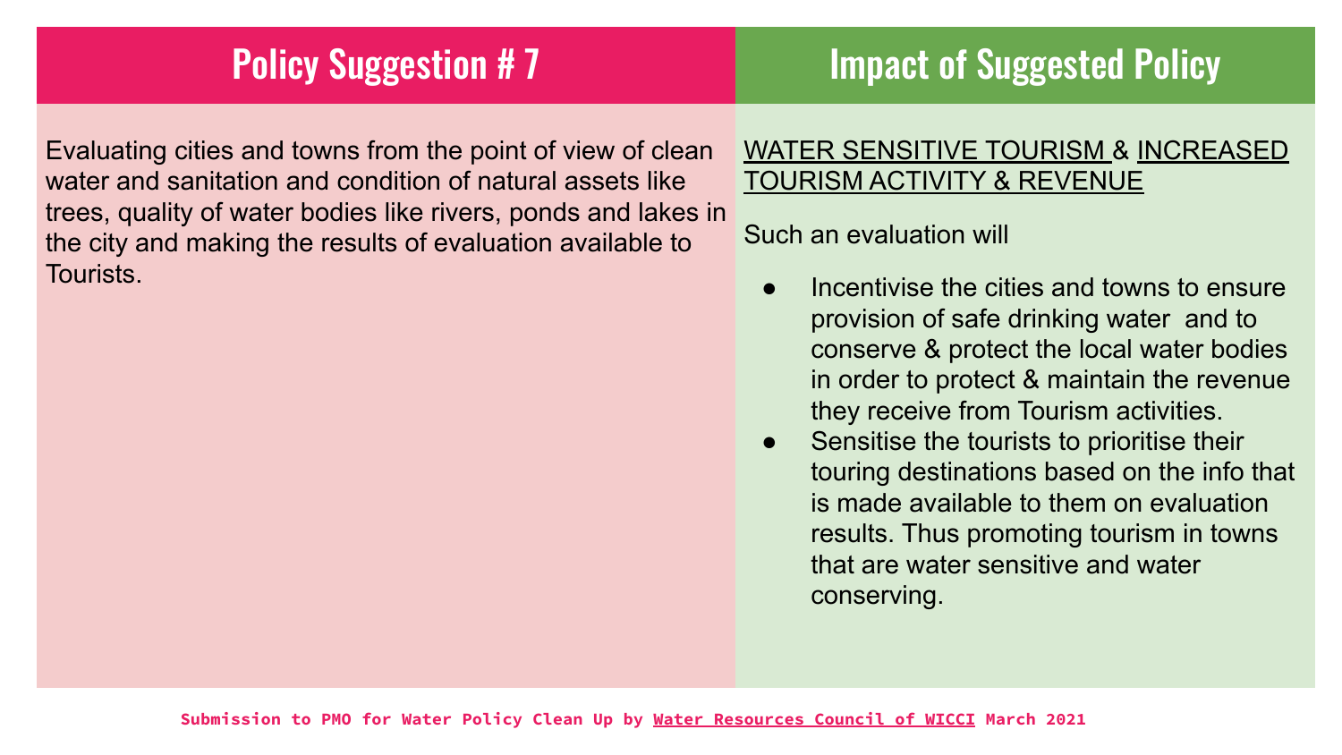## Policy Suggestion # 7

Evaluating cities and towns from the point of view of clean water and sanitation and condition of natural assets like trees, quality of water bodies like rivers, ponds and lakes in the city and making the results of evaluation available to Tourists.

## Impact of Suggested Policy

WATER SENSITIVE TOURISM & INCREASED TOURISM ACTIVITY & REVENUE

Such an evaluation will

- Incentivise the cities and towns to ensure provision of safe drinking water and to conserve & protect the local water bodies in order to protect & maintain the revenue they receive from Tourism activities.
- Sensitise the tourists to prioritise their touring destinations based on the info that is made available to them on evaluation results. Thus promoting tourism in towns that are water sensitive and water conserving.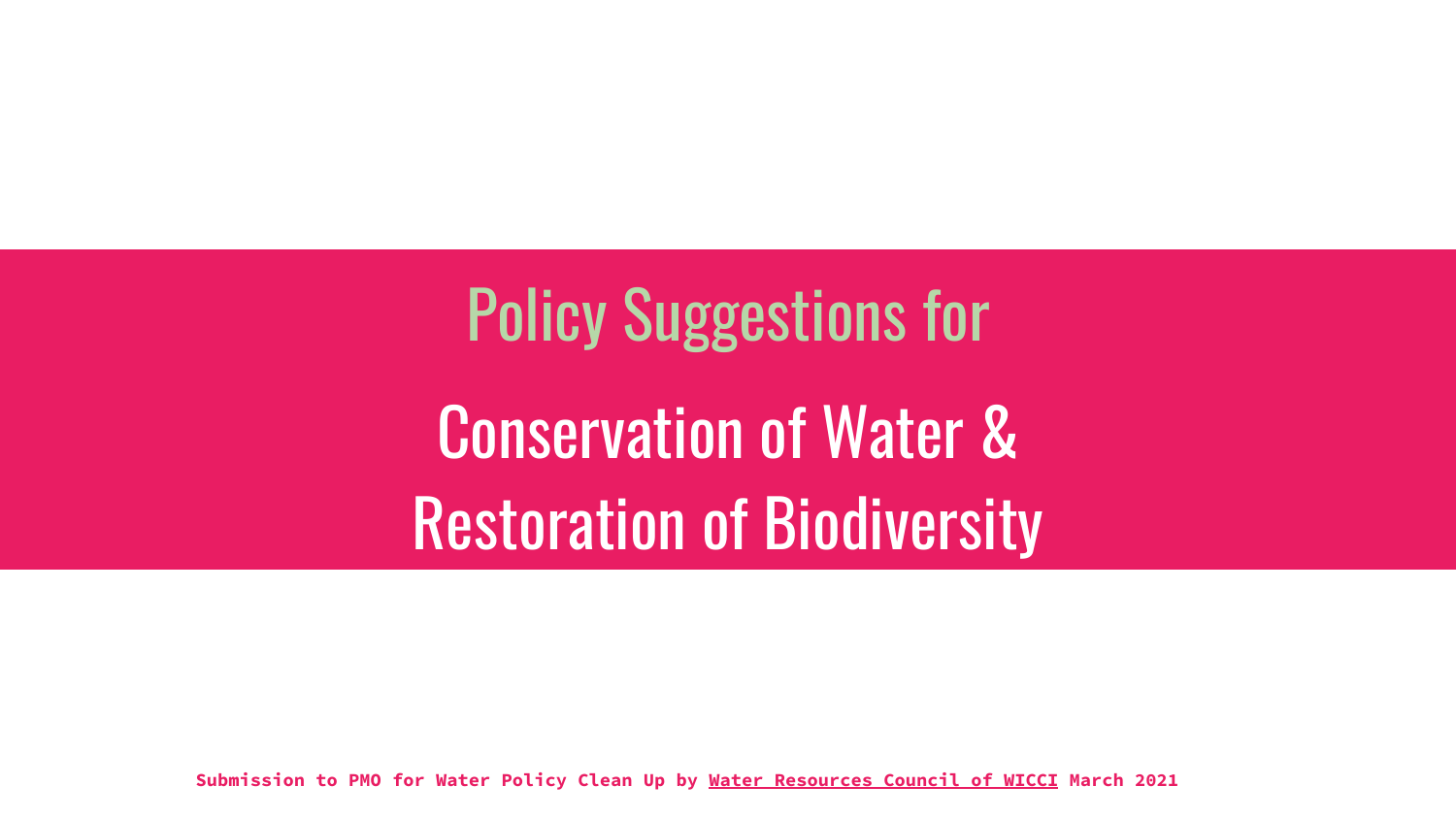# Policy Suggestions for

# Conservation of Water & Restoration of Biodiversity

**Submission to PMO for Water Policy Clean Up by Water Resources Council of WICCI March 2021**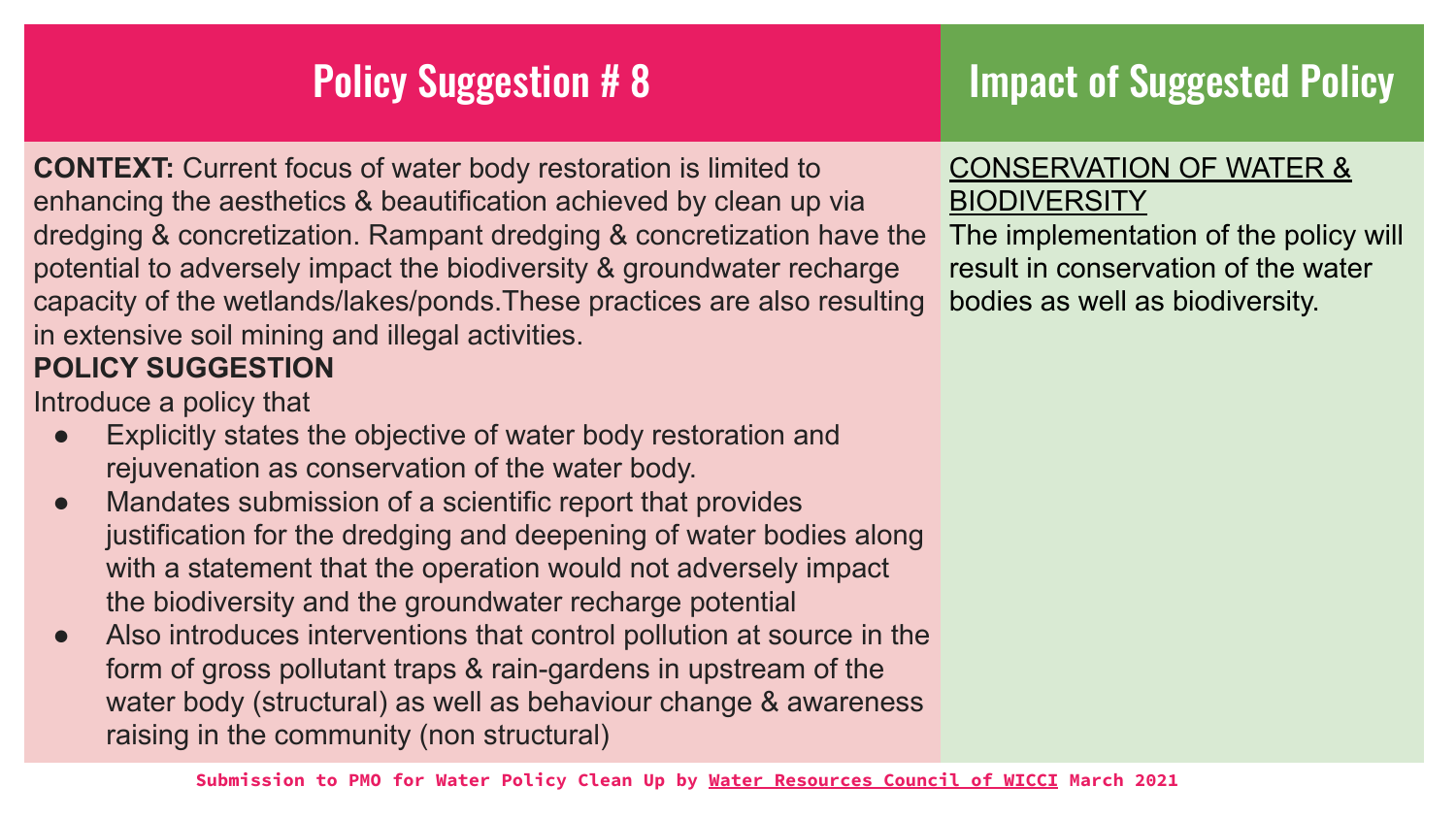## Policy Suggestion # 8

**CONTEXT:** Current focus of water body restoration is limited to enhancing the aesthetics & beautification achieved by clean up via dredging & concretization. Rampant dredging & concretization have the potential to adversely impact the biodiversity & groundwater recharge capacity of the wetlands/lakes/ponds.These practices are also resulting in extensive soil mining and illegal activities.

**POLICY SUGGESTION**

Introduce a policy that

- Explicitly states the objective of water body restoration and rejuvenation as conservation of the water body.
- Mandates submission of a scientific report that provides justification for the dredging and deepening of water bodies along with a statement that the operation would not adversely impact the biodiversity and the groundwater recharge potential
- Also introduces interventions that control pollution at source in the form of gross pollutant traps & rain-gardens in upstream of the water body (structural) as well as behaviour change & awareness raising in the community (non structural)

## Impact of Suggested Policy

CONSERVATION OF WATER & BIODIVERSITY

The implementation of the policy will result in conservation of the water bodies as well as biodiversity.

**Submission to PMO for Water Policy Clean Up by Water Resources Council of WICCI March 2021**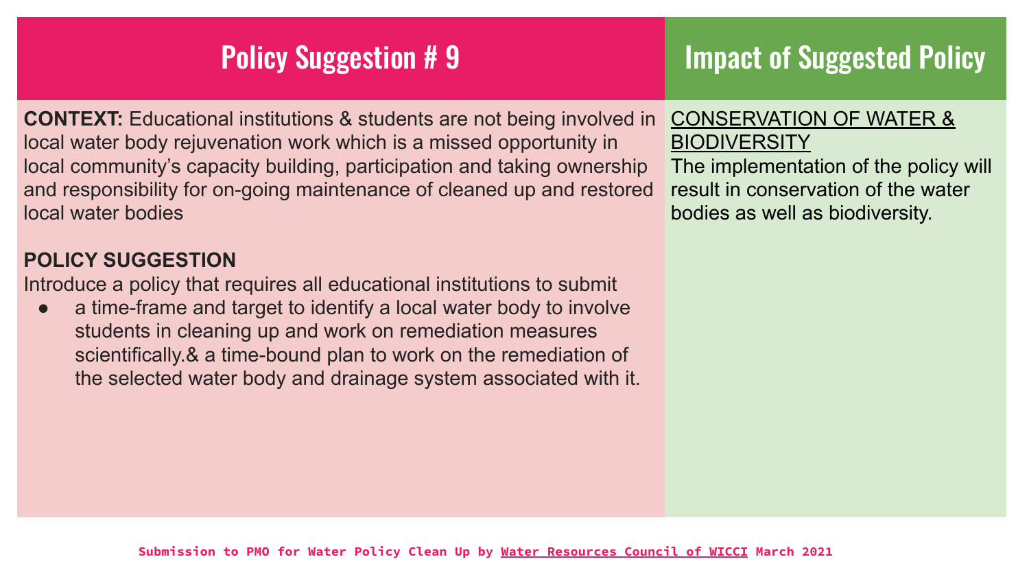## Policy Suggestion # 9

**CONTEXT:** Educational institutions & students are not being involved in local water body rejuvenation work which is a missed opportunity in local community's capacity building, participation and taking ownership and responsibility for on-going maintenance of cleaned up and restored local water bodies

**POLICY SUGGESTION**

Introduce a policy that requires all educational institutions to submit

- a time-frame and target to identify a local water body to involve students in cleaning up and work on remediation measures scientifically.& a time-bound plan to work on the remediation of the selected water body and drainage system associated with it.

## Impact of Suggested Policy

CONSERVATION OF WATER & BIODIVERSITY

The implementation of the policy will result in conservation of the water bodies as well as biodiversity.

**Submission to PMO for Water Policy Clean Up by Water Resources Council of WICCI March 2021**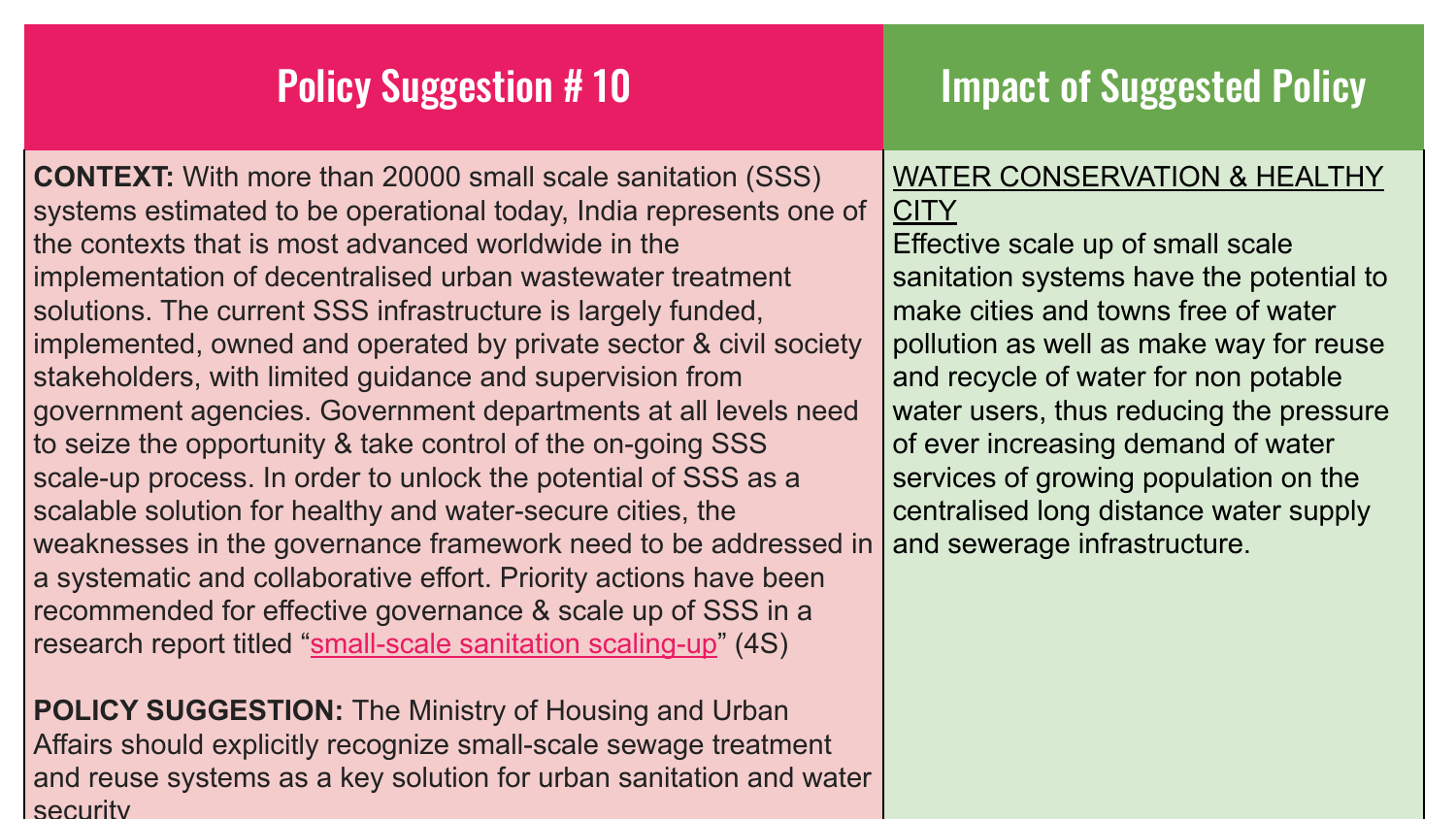| Policy Suggestion # 10 | Impact of Suggested Policy |
|---|---|
| **CONTEXT:** With more than 20000 small scale sanitation (SSS) systems estimated to be operational today, India represents one of the contexts that is most advanced worldwide in the implementation of decentralised urban wastewater treatment solutions. The current SSS infrastructure is largely funded, implemented, owned and operated by private sector & civil society stakeholders, with limited guidance and supervision from government agencies. Government departments at all levels need to seize the opportunity & take control of the on-going SSS scale-up process. In order to unlock the potential of SSS as a scalable solution for healthy and water-secure cities, the weaknesses in the governance framework need to be addressed in a systematic and collaborative effort. Priority actions have been recommended for effective governance & scale up of SSS in a research report titled "small-scale sanitation scaling-up" (4S)<br><br>**POLICY SUGGESTION:** The Ministry of Housing and Urban Affairs should explicitly recognize small-scale sewage treatment and reuse systems as a key solution for urban sanitation and water security | WATER CONSERVATION & HEALTHY CITY<br>Effective scale up of small scale sanitation systems have the potential to make cities and towns free of water pollution as well as make way for reuse and recycle of water for non potable water users, thus reducing the pressure of ever increasing demand of water services of growing population on the centralised long distance water supply and sewerage infrastructure. |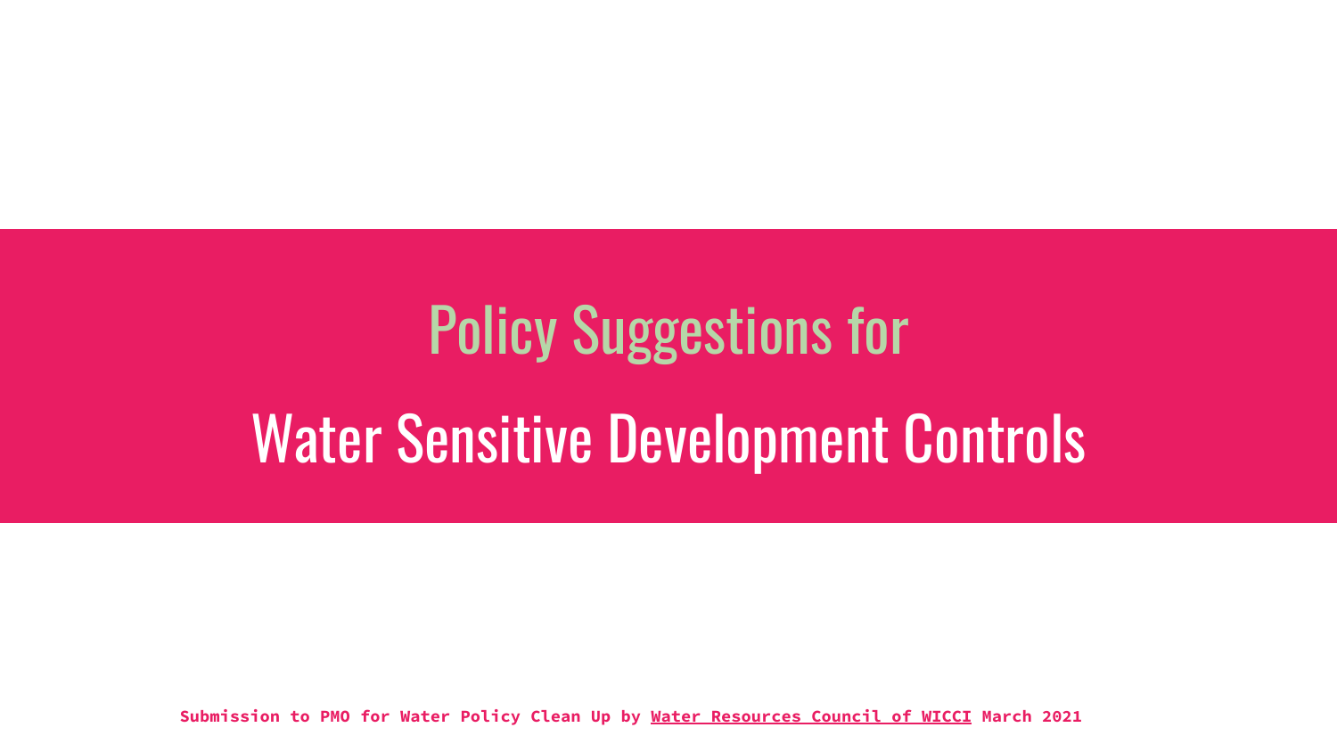# Policy Suggestions for

# Water Sensitive Development Controls

**Submission to PMO for Water Policy Clean Up by Water Resources Council of WICCI March 2021**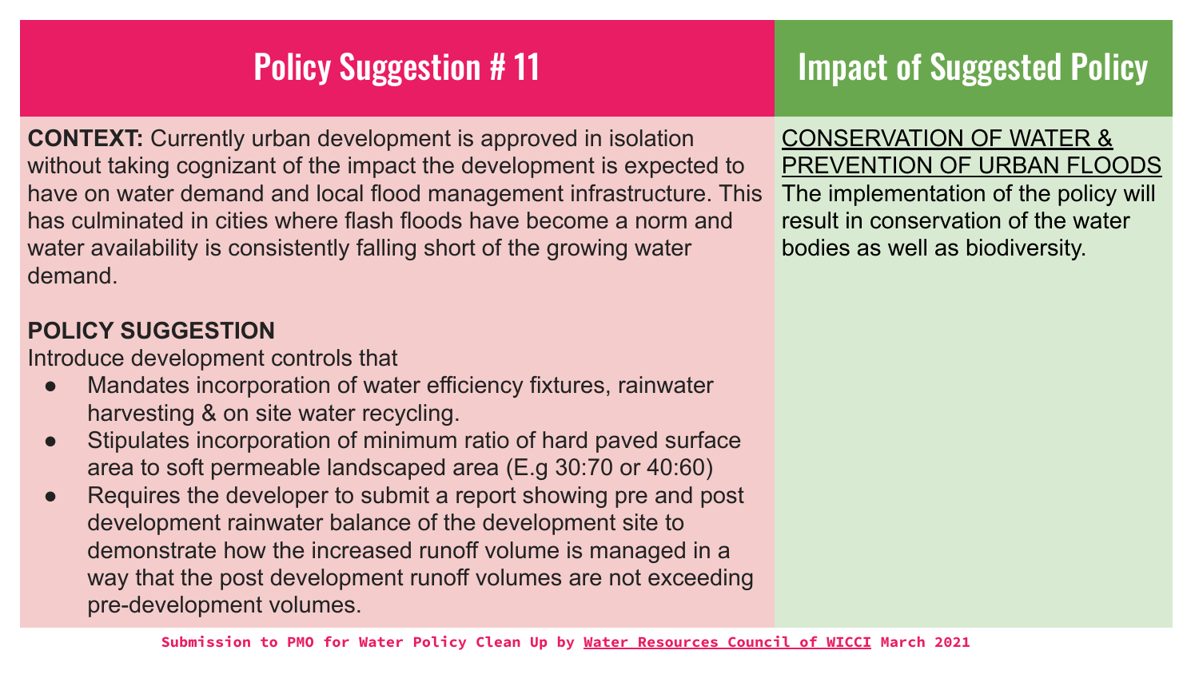## Policy Suggestion # 11

**CONTEXT:** Currently urban development is approved in isolation without taking cognizant of the impact the development is expected to have on water demand and local flood management infrastructure. This has culminated in cities where flash floods have become a norm and water availability is consistently falling short of the growing water demand.

**POLICY SUGGESTION**

Introduce development controls that

- Mandates incorporation of water efficiency fixtures, rainwater harvesting & on site water recycling.
- Stipulates incorporation of minimum ratio of hard paved surface area to soft permeable landscaped area (E.g 30:70 or 40:60)
- Requires the developer to submit a report showing pre and post development rainwater balance of the development site to demonstrate how the increased runoff volume is managed in a way that the post development runoff volumes are not exceeding pre-development volumes.

## Impact of Suggested Policy

CONSERVATION OF WATER & PREVENTION OF URBAN FLOODS

The implementation of the policy will result in conservation of the water bodies as well as biodiversity.

Submission to PMO for Water Policy Clean Up by Water Resources Council of WICCI March 2021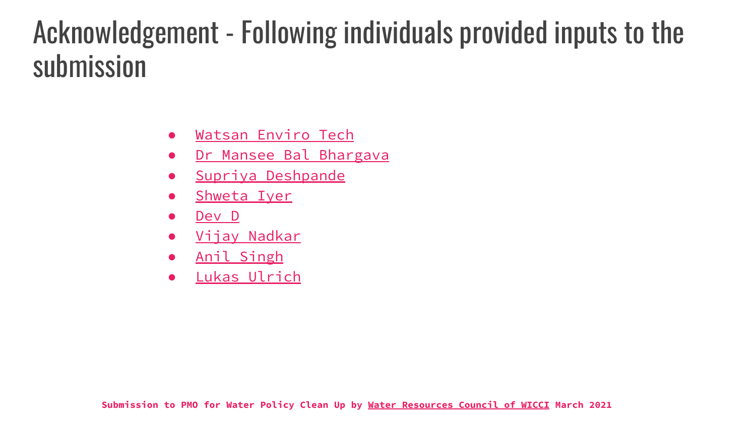# Acknowledgement - Following individuals provided inputs to the submission

- Watsan Enviro Tech
- Dr Mansee Bal Bhargava
- Supriya Deshpande
- Shweta Iyer
- Dev D
- Vijay Nadkar
- Anil Singh
- Lukas Ulrich

**Submission to PMO for Water Policy Clean Up by Water Resources Council of WICCI March 2021**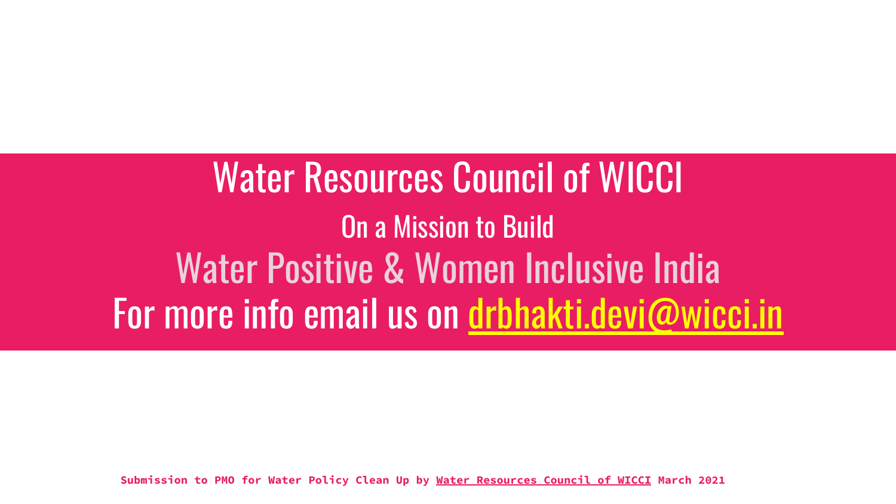# Water Resources Council of WICCI

## On a Mission to Build

## Water Positive & Women Inclusive India

## For more info email us on drbhakti.devi@wicci.in

**Submission to PMO for Water Policy Clean Up by Water Resources Council of WICCI March 2021**